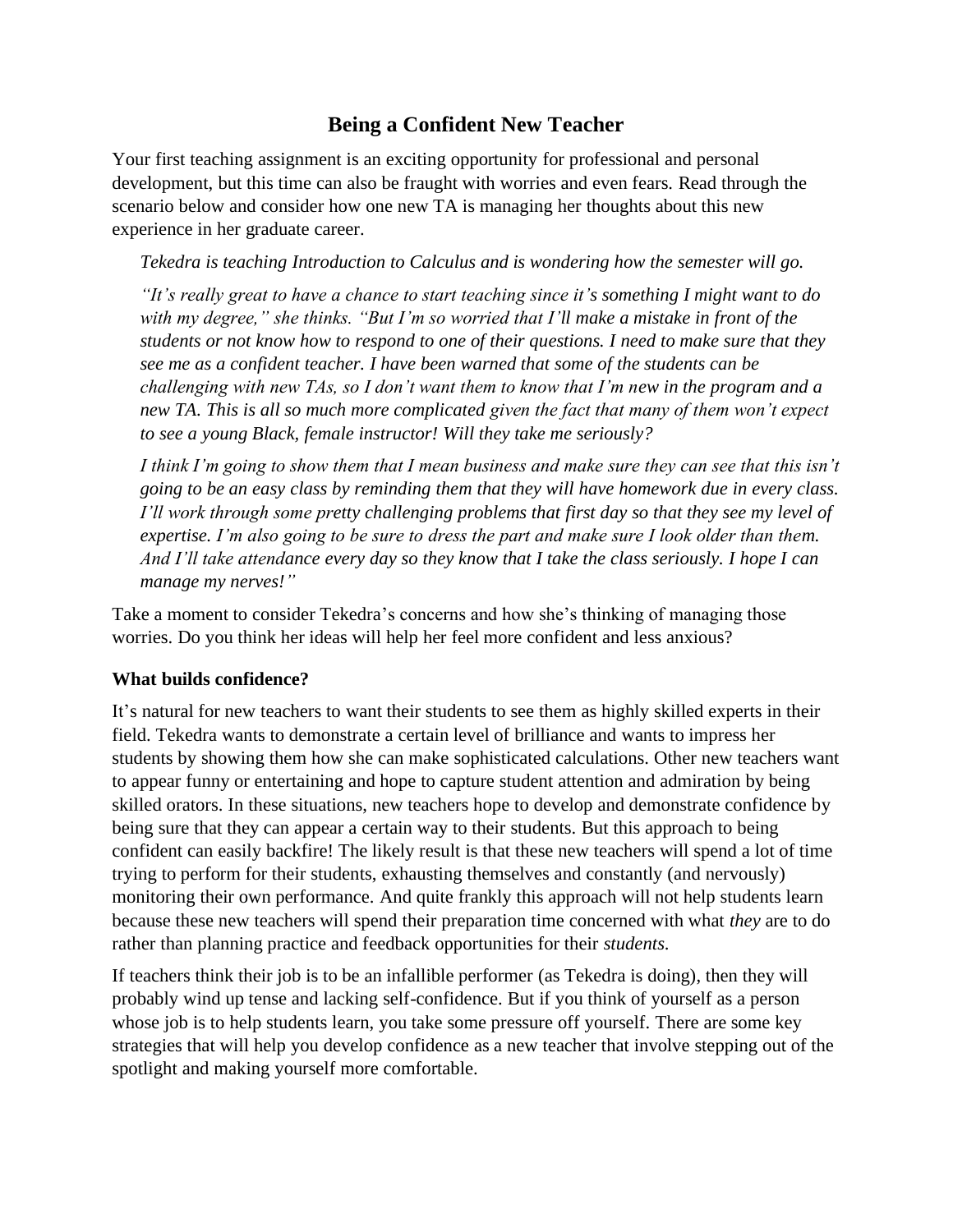# Being a Confident New Teacher

Your first teaching assignment is an exciting opportunity for professional and personal development, but this time can also be fraught with worries and even fears. Read through the scenario below and consider how one new TA is managing her thoughts about this new experience in her graduate career.

> *Tekedra is teaching Introduction to Calculus and is wondering how the semester will go.*
>
> *"It's really great to have a chance to start teaching since it's something I might want to do with my degree," she thinks. "But I'm so worried that I'll make a mistake in front of the students or not know how to respond to one of their questions. I need to make sure that they see me as a confident teacher. I have been warned that some of the students can be challenging with new TAs, so I don't want them to know that I'm new in the program and a new TA. This is all so much more complicated given the fact that many of them won't expect to see a young Black, female instructor! Will they take me seriously?*
>
> *I think I'm going to show them that I mean business and make sure they can see that this isn't going to be an easy class by reminding them that they will have homework due in every class. I'll work through some pretty challenging problems that first day so that they see my level of expertise. I'm also going to be sure to dress the part and make sure I look older than them. And I'll take attendance every day so they know that I take the class seriously. I hope I can manage my nerves!"*

Take a moment to consider Tekedra's concerns and how she's thinking of managing those worries. Do you think her ideas will help her feel more confident and less anxious?

### What builds confidence?

It's natural for new teachers to want their students to see them as highly skilled experts in their field. Tekedra wants to demonstrate a certain level of brilliance and wants to impress her students by showing them how she can make sophisticated calculations. Other new teachers want to appear funny or entertaining and hope to capture student attention and admiration by being skilled orators. In these situations, new teachers hope to develop and demonstrate confidence by being sure that they can appear a certain way to their students. But this approach to being confident can easily backfire! The likely result is that these new teachers will spend a lot of time trying to perform for their students, exhausting themselves and constantly (and nervously) monitoring their own performance. And quite frankly this approach will not help students learn because these new teachers will spend their preparation time concerned with what *they* are to do rather than planning practice and feedback opportunities for their *students*.

If teachers think their job is to be an infallible performer (as Tekedra is doing), then they will probably wind up tense and lacking self-confidence. But if you think of yourself as a person whose job is to help students learn, you take some pressure off yourself. There are some key strategies that will help you develop confidence as a new teacher that involve stepping out of the spotlight and making yourself more comfortable.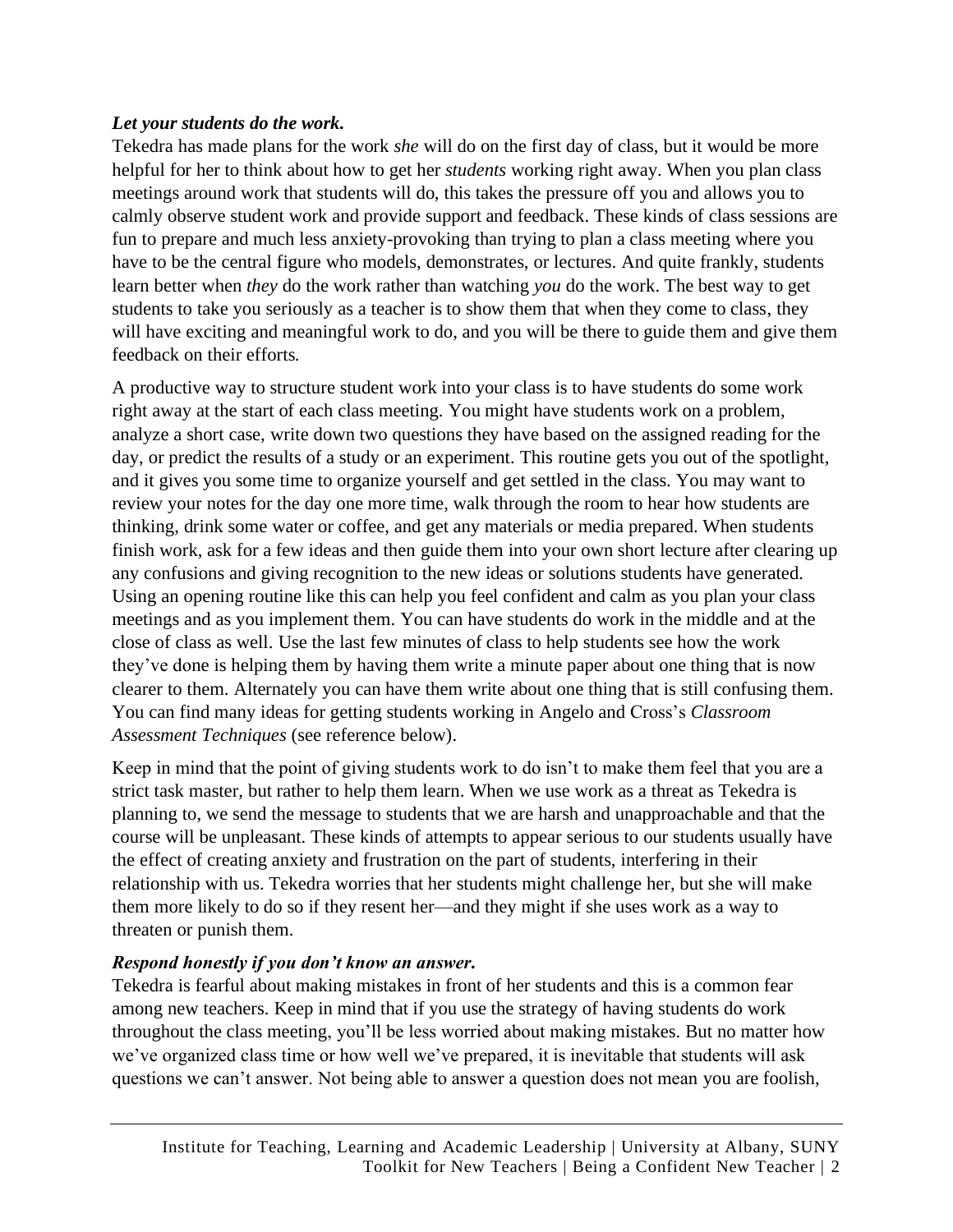***Let your students do the work.***

Tekedra has made plans for the work *she* will do on the first day of class, but it would be more helpful for her to think about how to get her *students* working right away. When you plan class meetings around work that students will do, this takes the pressure off you and allows you to calmly observe student work and provide support and feedback. These kinds of class sessions are fun to prepare and much less anxiety-provoking than trying to plan a class meeting where you have to be the central figure who models, demonstrates, or lectures. And quite frankly, students learn better when *they* do the work rather than watching *you* do the work. The best way to get students to take you seriously as a teacher is to show them that when they come to class, they will have exciting and meaningful work to do, and you will be there to guide them and give them feedback on their efforts.

A productive way to structure student work into your class is to have students do some work right away at the start of each class meeting. You might have students work on a problem, analyze a short case, write down two questions they have based on the assigned reading for the day, or predict the results of a study or an experiment. This routine gets you out of the spotlight, and it gives you some time to organize yourself and get settled in the class. You may want to review your notes for the day one more time, walk through the room to hear how students are thinking, drink some water or coffee, and get any materials or media prepared. When students finish work, ask for a few ideas and then guide them into your own short lecture after clearing up any confusions and giving recognition to the new ideas or solutions students have generated. Using an opening routine like this can help you feel confident and calm as you plan your class meetings and as you implement them. You can have students do work in the middle and at the close of class as well. Use the last few minutes of class to help students see how the work they've done is helping them by having them write a minute paper about one thing that is now clearer to them. Alternately you can have them write about one thing that is still confusing them. You can find many ideas for getting students working in Angelo and Cross's *Classroom Assessment Techniques* (see reference below).

Keep in mind that the point of giving students work to do isn't to make them feel that you are a strict task master, but rather to help them learn. When we use work as a threat as Tekedra is planning to, we send the message to students that we are harsh and unapproachable and that the course will be unpleasant. These kinds of attempts to appear serious to our students usually have the effect of creating anxiety and frustration on the part of students, interfering in their relationship with us. Tekedra worries that her students might challenge her, but she will make them more likely to do so if they resent her—and they might if she uses work as a way to threaten or punish them.

***Respond honestly if you don't know an answer.***

Tekedra is fearful about making mistakes in front of her students and this is a common fear among new teachers. Keep in mind that if you use the strategy of having students do work throughout the class meeting, you'll be less worried about making mistakes. But no matter how we've organized class time or how well we've prepared, it is inevitable that students will ask questions we can't answer. Not being able to answer a question does not mean you are foolish,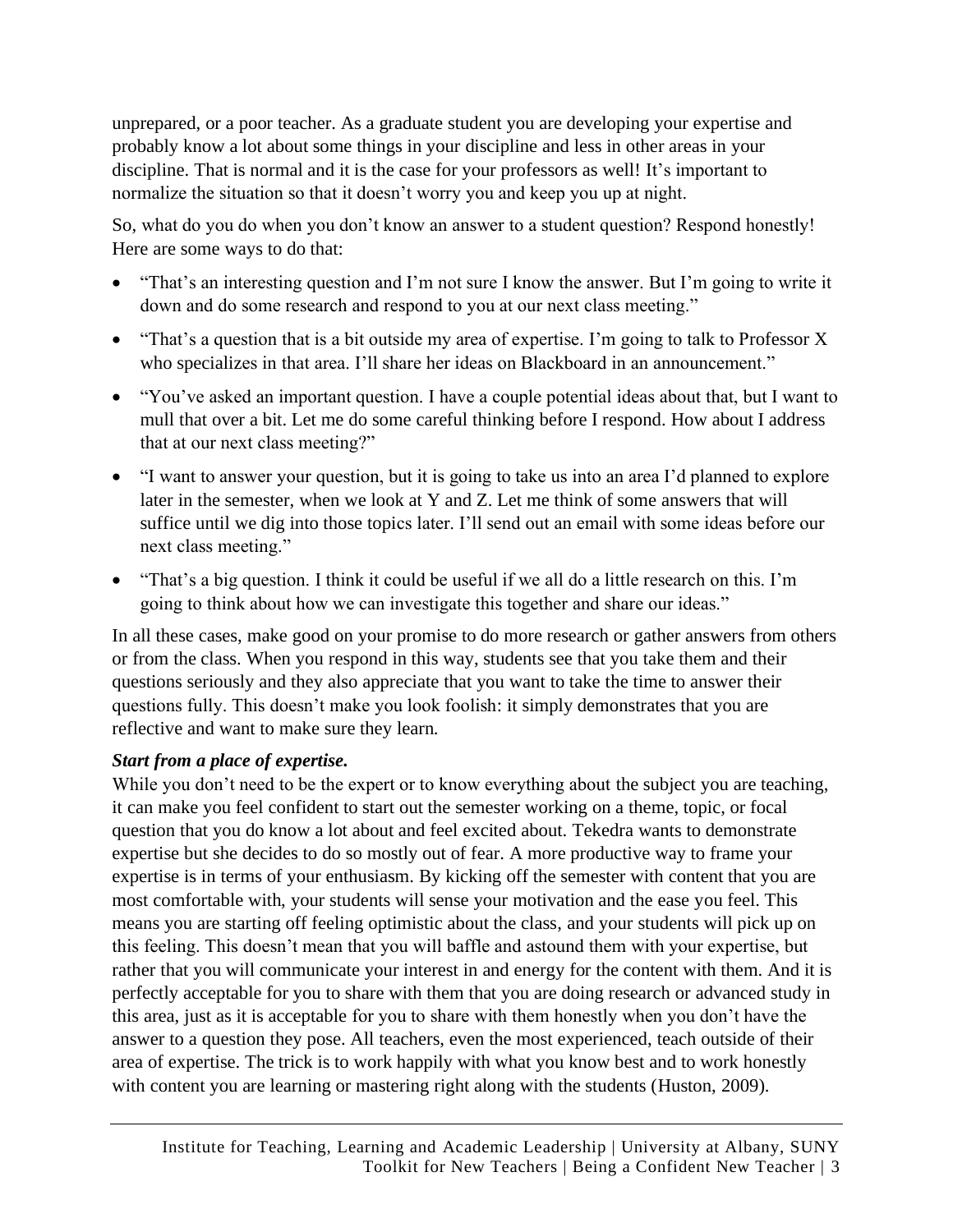unprepared, or a poor teacher. As a graduate student you are developing your expertise and probably know a lot about some things in your discipline and less in other areas in your discipline. That is normal and it is the case for your professors as well! It's important to normalize the situation so that it doesn't worry you and keep you up at night.

So, what do you do when you don't know an answer to a student question? Respond honestly! Here are some ways to do that:

- "That's an interesting question and I'm not sure I know the answer. But I'm going to write it down and do some research and respond to you at our next class meeting."
- "That's a question that is a bit outside my area of expertise. I'm going to talk to Professor X who specializes in that area. I'll share her ideas on Blackboard in an announcement."
- "You've asked an important question. I have a couple potential ideas about that, but I want to mull that over a bit. Let me do some careful thinking before I respond. How about I address that at our next class meeting?"
- "I want to answer your question, but it is going to take us into an area I'd planned to explore later in the semester, when we look at Y and Z. Let me think of some answers that will suffice until we dig into those topics later. I'll send out an email with some ideas before our next class meeting."
- "That's a big question. I think it could be useful if we all do a little research on this. I'm going to think about how we can investigate this together and share our ideas."

In all these cases, make good on your promise to do more research or gather answers from others or from the class. When you respond in this way, students see that you take them and their questions seriously and they also appreciate that you want to take the time to answer their questions fully. This doesn't make you look foolish: it simply demonstrates that you are reflective and want to make sure they learn.

***Start from a place of expertise.***

While you don't need to be the expert or to know everything about the subject you are teaching, it can make you feel confident to start out the semester working on a theme, topic, or focal question that you do know a lot about and feel excited about. Tekedra wants to demonstrate expertise but she decides to do so mostly out of fear. A more productive way to frame your expertise is in terms of your enthusiasm. By kicking off the semester with content that you are most comfortable with, your students will sense your motivation and the ease you feel. This means you are starting off feeling optimistic about the class, and your students will pick up on this feeling. This doesn't mean that you will baffle and astound them with your expertise, but rather that you will communicate your interest in and energy for the content with them. And it is perfectly acceptable for you to share with them that you are doing research or advanced study in this area, just as it is acceptable for you to share with them honestly when you don't have the answer to a question they pose. All teachers, even the most experienced, teach outside of their area of expertise. The trick is to work happily with what you know best and to work honestly with content you are learning or mastering right along with the students (Huston, 2009).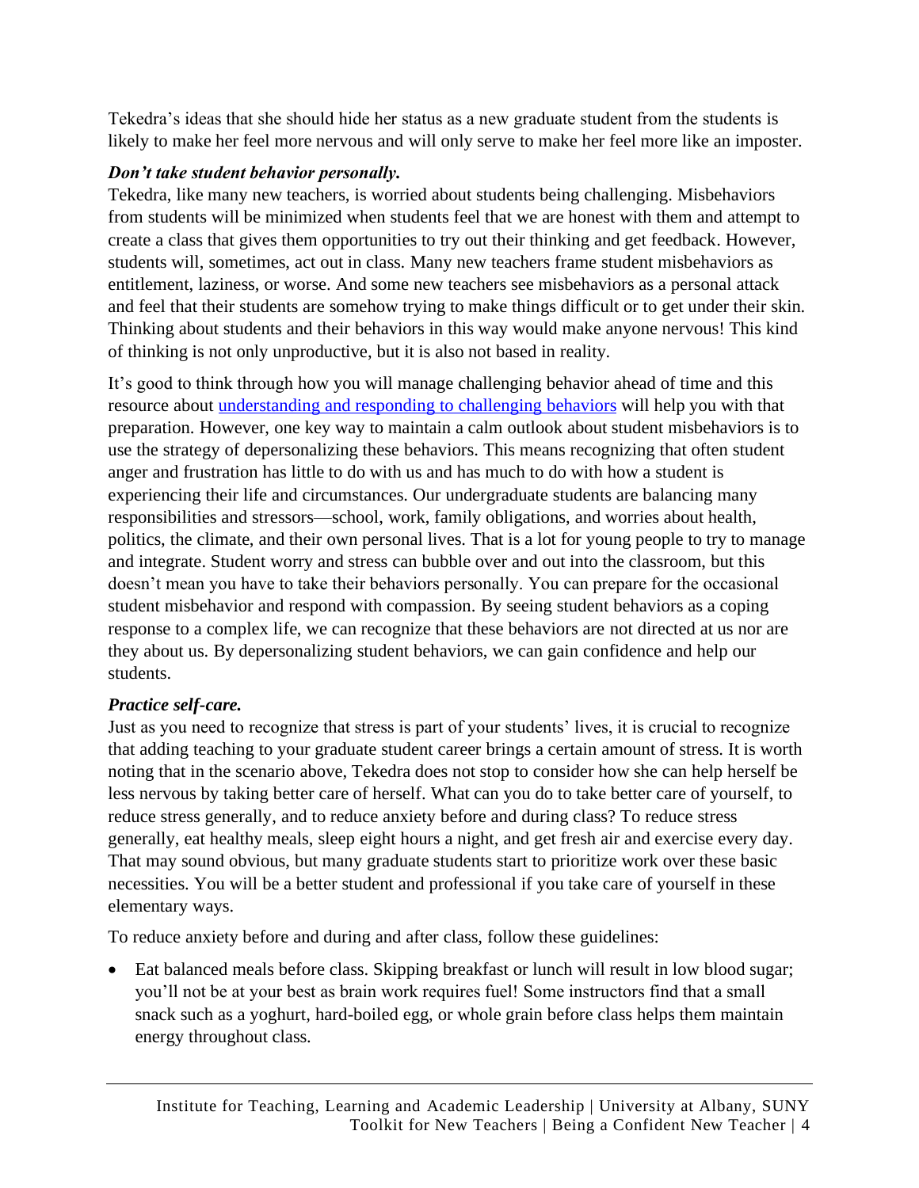Tekedra's ideas that she should hide her status as a new graduate student from the students is likely to make her feel more nervous and will only serve to make her feel more like an imposter.

***Don't take student behavior personally.***

Tekedra, like many new teachers, is worried about students being challenging. Misbehaviors from students will be minimized when students feel that we are honest with them and attempt to create a class that gives them opportunities to try out their thinking and get feedback. However, students will, sometimes, act out in class. Many new teachers frame student misbehaviors as entitlement, laziness, or worse. And some new teachers see misbehaviors as a personal attack and feel that their students are somehow trying to make things difficult or to get under their skin. Thinking about students and their behaviors in this way would make anyone nervous! This kind of thinking is not only unproductive, but it is also not based in reality.

It's good to think through how you will manage challenging behavior ahead of time and this resource about [understanding and responding to challenging behaviors]() will help you with that preparation. However, one key way to maintain a calm outlook about student misbehaviors is to use the strategy of depersonalizing these behaviors. This means recognizing that often student anger and frustration has little to do with us and has much to do with how a student is experiencing their life and circumstances. Our undergraduate students are balancing many responsibilities and stressors—school, work, family obligations, and worries about health, politics, the climate, and their own personal lives. That is a lot for young people to try to manage and integrate. Student worry and stress can bubble over and out into the classroom, but this doesn't mean you have to take their behaviors personally. You can prepare for the occasional student misbehavior and respond with compassion. By seeing student behaviors as a coping response to a complex life, we can recognize that these behaviors are not directed at us nor are they about us. By depersonalizing student behaviors, we can gain confidence and help our students.

***Practice self-care.***

Just as you need to recognize that stress is part of your students' lives, it is crucial to recognize that adding teaching to your graduate student career brings a certain amount of stress. It is worth noting that in the scenario above, Tekedra does not stop to consider how she can help herself be less nervous by taking better care of herself. What can you do to take better care of yourself, to reduce stress generally, and to reduce anxiety before and during class? To reduce stress generally, eat healthy meals, sleep eight hours a night, and get fresh air and exercise every day. That may sound obvious, but many graduate students start to prioritize work over these basic necessities. You will be a better student and professional if you take care of yourself in these elementary ways.

To reduce anxiety before and during and after class, follow these guidelines:

- Eat balanced meals before class. Skipping breakfast or lunch will result in low blood sugar; you'll not be at your best as brain work requires fuel! Some instructors find that a small snack such as a yoghurt, hard-boiled egg, or whole grain before class helps them maintain energy throughout class.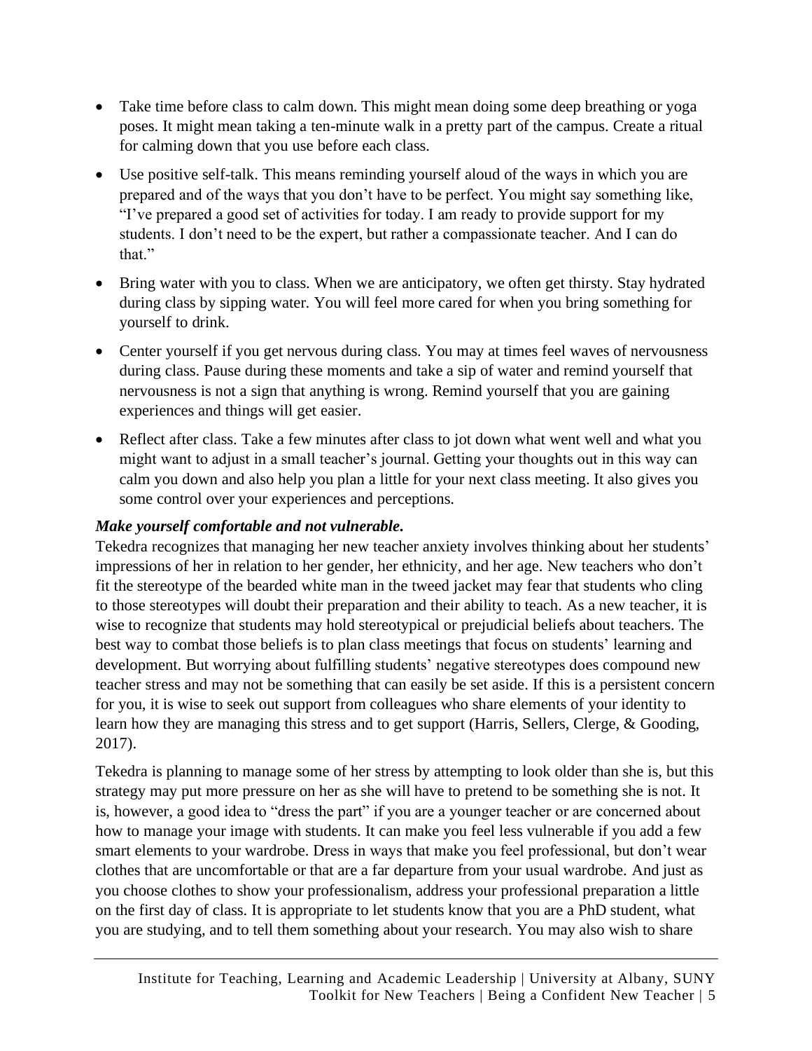- Take time before class to calm down. This might mean doing some deep breathing or yoga poses. It might mean taking a ten-minute walk in a pretty part of the campus. Create a ritual for calming down that you use before each class.
- Use positive self-talk. This means reminding yourself aloud of the ways in which you are prepared and of the ways that you don't have to be perfect. You might say something like, "I've prepared a good set of activities for today. I am ready to provide support for my students. I don't need to be the expert, but rather a compassionate teacher. And I can do that."
- Bring water with you to class. When we are anticipatory, we often get thirsty. Stay hydrated during class by sipping water. You will feel more cared for when you bring something for yourself to drink.
- Center yourself if you get nervous during class. You may at times feel waves of nervousness during class. Pause during these moments and take a sip of water and remind yourself that nervousness is not a sign that anything is wrong. Remind yourself that you are gaining experiences and things will get easier.
- Reflect after class. Take a few minutes after class to jot down what went well and what you might want to adjust in a small teacher's journal. Getting your thoughts out in this way can calm you down and also help you plan a little for your next class meeting. It also gives you some control over your experiences and perceptions.

***Make yourself comfortable and not vulnerable.***

Tekedra recognizes that managing her new teacher anxiety involves thinking about her students' impressions of her in relation to her gender, her ethnicity, and her age. New teachers who don't fit the stereotype of the bearded white man in the tweed jacket may fear that students who cling to those stereotypes will doubt their preparation and their ability to teach. As a new teacher, it is wise to recognize that students may hold stereotypical or prejudicial beliefs about teachers. The best way to combat those beliefs is to plan class meetings that focus on students' learning and development. But worrying about fulfilling students' negative stereotypes does compound new teacher stress and may not be something that can easily be set aside. If this is a persistent concern for you, it is wise to seek out support from colleagues who share elements of your identity to learn how they are managing this stress and to get support (Harris, Sellers, Clerge, & Gooding, 2017).

Tekedra is planning to manage some of her stress by attempting to look older than she is, but this strategy may put more pressure on her as she will have to pretend to be something she is not. It is, however, a good idea to "dress the part" if you are a younger teacher or are concerned about how to manage your image with students. It can make you feel less vulnerable if you add a few smart elements to your wardrobe. Dress in ways that make you feel professional, but don't wear clothes that are uncomfortable or that are a far departure from your usual wardrobe. And just as you choose clothes to show your professionalism, address your professional preparation a little on the first day of class. It is appropriate to let students know that you are a PhD student, what you are studying, and to tell them something about your research. You may also wish to share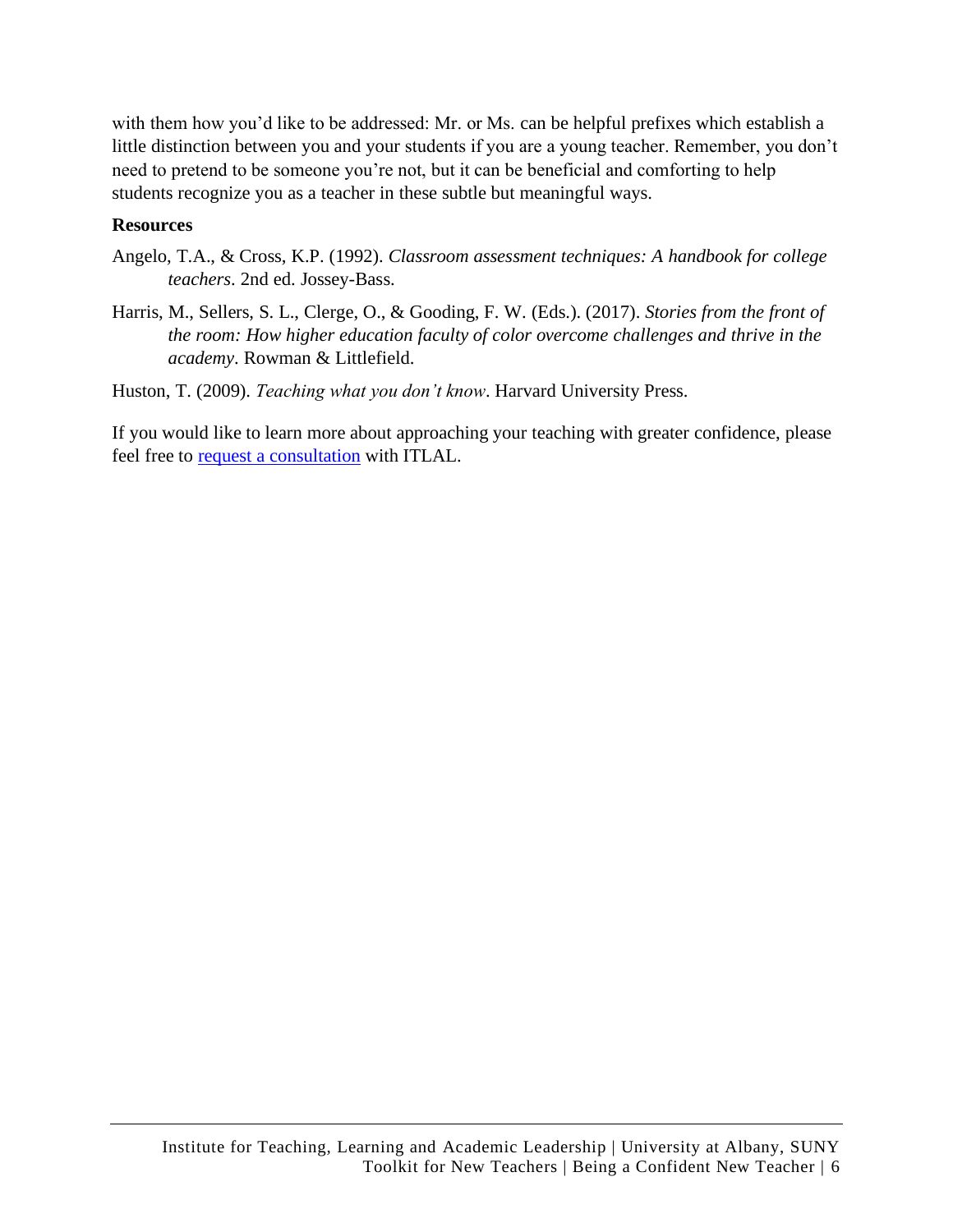with them how you'd like to be addressed: Mr. or Ms. can be helpful prefixes which establish a little distinction between you and your students if you are a young teacher. Remember, you don't need to pretend to be someone you're not, but it can be beneficial and comforting to help students recognize you as a teacher in these subtle but meaningful ways.

**Resources**

Angelo, T.A., & Cross, K.P. (1992). *Classroom assessment techniques: A handbook for college teachers*. 2nd ed. Jossey-Bass.

Harris, M., Sellers, S. L., Clerge, O., & Gooding, F. W. (Eds.). (2017). *Stories from the front of the room: How higher education faculty of color overcome challenges and thrive in the academy*. Rowman & Littlefield.

Huston, T. (2009). *Teaching what you don't know*. Harvard University Press.

If you would like to learn more about approaching your teaching with greater confidence, please feel free to request a consultation with ITLAL.